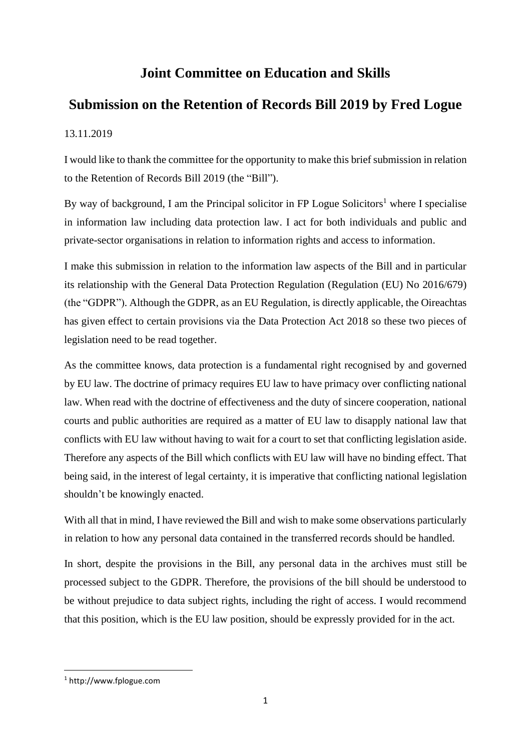# Joint Committee on Education and Skills

## Submission on the Retention of Records Bill 2019 by Fred Logue

13.11.2019

I would like to thank the committee for the opportunity to make this brief submission in relation to the Retention of Records Bill 2019 (the "Bill").

By way of background, I am the Principal solicitor in FP Logue Solicitors[1] where I specialise in information law including data protection law. I act for both individuals and public and private-sector organisations in relation to information rights and access to information.

I make this submission in relation to the information law aspects of the Bill and in particular its relationship with the General Data Protection Regulation (Regulation (EU) No 2016/679) (the "GDPR"). Although the GDPR, as an EU Regulation, is directly applicable, the Oireachtas has given effect to certain provisions via the Data Protection Act 2018 so these two pieces of legislation need to be read together.

As the committee knows, data protection is a fundamental right recognised by and governed by EU law. The doctrine of primacy requires EU law to have primacy over conflicting national law. When read with the doctrine of effectiveness and the duty of sincere cooperation, national courts and public authorities are required as a matter of EU law to disapply national law that conflicts with EU law without having to wait for a court to set that conflicting legislation aside. Therefore any aspects of the Bill which conflicts with EU law will have no binding effect. That being said, in the interest of legal certainty, it is imperative that conflicting national legislation shouldn't be knowingly enacted.

With all that in mind, I have reviewed the Bill and wish to make some observations particularly in relation to how any personal data contained in the transferred records should be handled.

In short, despite the provisions in the Bill, any personal data in the archives must still be processed subject to the GDPR. Therefore, the provisions of the bill should be understood to be without prejudice to data subject rights, including the right of access. I would recommend that this position, which is the EU law position, should be expressly provided for in the act.

[1] http://www.fplogue.com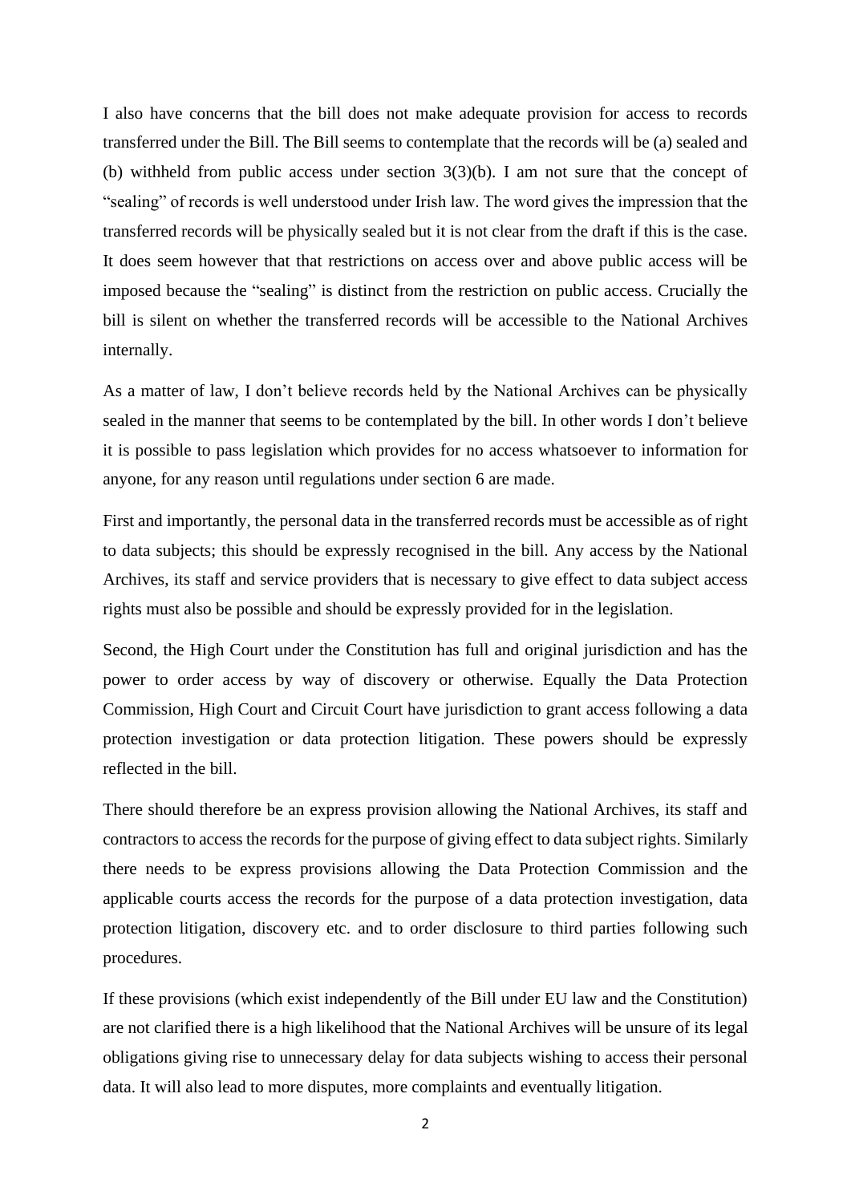I also have concerns that the bill does not make adequate provision for access to records transferred under the Bill. The Bill seems to contemplate that the records will be (a) sealed and (b) withheld from public access under section 3(3)(b). I am not sure that the concept of "sealing" of records is well understood under Irish law. The word gives the impression that the transferred records will be physically sealed but it is not clear from the draft if this is the case. It does seem however that that restrictions on access over and above public access will be imposed because the "sealing" is distinct from the restriction on public access. Crucially the bill is silent on whether the transferred records will be accessible to the National Archives internally.

As a matter of law, I don't believe records held by the National Archives can be physically sealed in the manner that seems to be contemplated by the bill. In other words I don't believe it is possible to pass legislation which provides for no access whatsoever to information for anyone, for any reason until regulations under section 6 are made.

First and importantly, the personal data in the transferred records must be accessible as of right to data subjects; this should be expressly recognised in the bill. Any access by the National Archives, its staff and service providers that is necessary to give effect to data subject access rights must also be possible and should be expressly provided for in the legislation.

Second, the High Court under the Constitution has full and original jurisdiction and has the power to order access by way of discovery or otherwise. Equally the Data Protection Commission, High Court and Circuit Court have jurisdiction to grant access following a data protection investigation or data protection litigation. These powers should be expressly reflected in the bill.

There should therefore be an express provision allowing the National Archives, its staff and contractors to access the records for the purpose of giving effect to data subject rights. Similarly there needs to be express provisions allowing the Data Protection Commission and the applicable courts access the records for the purpose of a data protection investigation, data protection litigation, discovery etc. and to order disclosure to third parties following such procedures.

If these provisions (which exist independently of the Bill under EU law and the Constitution) are not clarified there is a high likelihood that the National Archives will be unsure of its legal obligations giving rise to unnecessary delay for data subjects wishing to access their personal data. It will also lead to more disputes, more complaints and eventually litigation.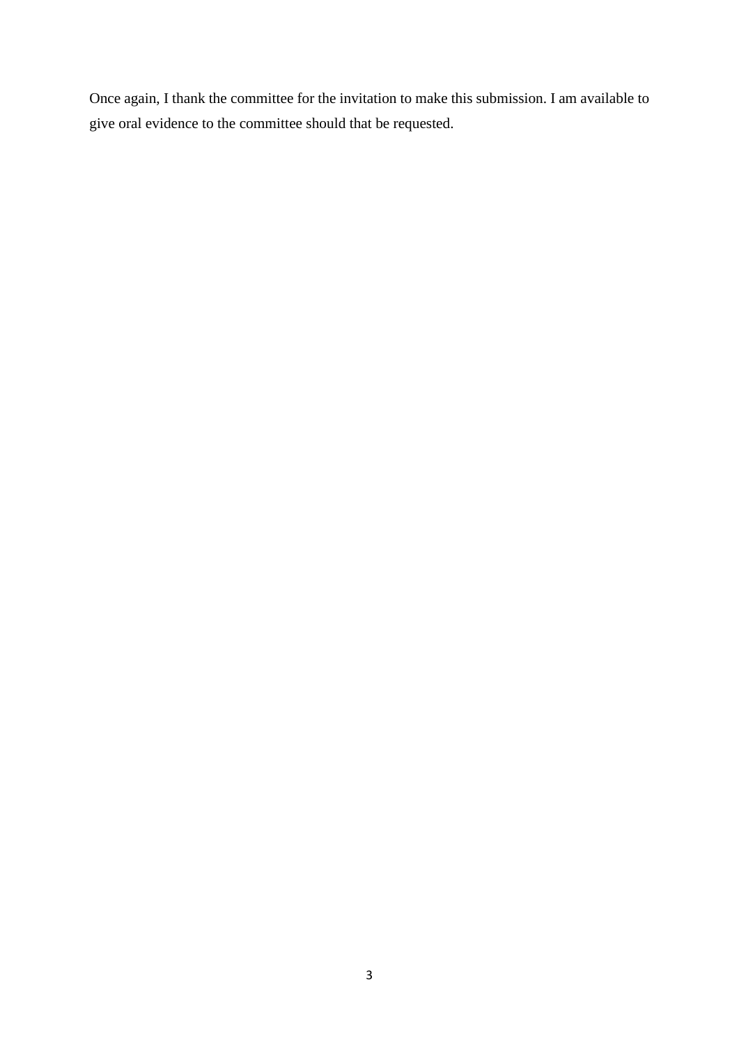Once again, I thank the committee for the invitation to make this submission. I am available to give oral evidence to the committee should that be requested.